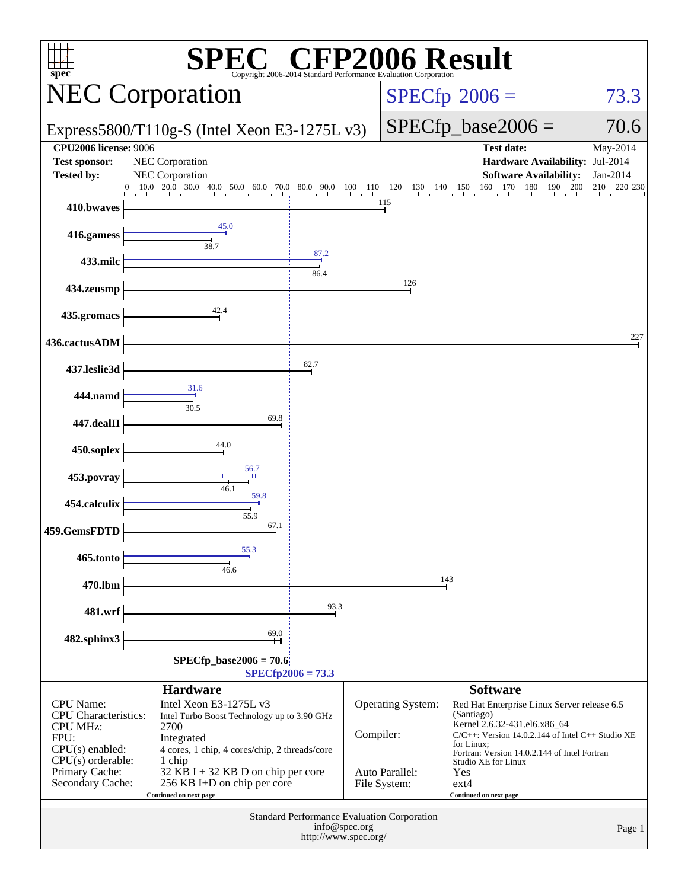# SPEC® CFP2006 Result

Copyright 2006-2014 Standard Performance Evaluation Corporation

## NEC Corporation

Express5800/T110g-S (Intel Xeon E3-1275L v3)

SPECfp 2006 = 73.3

SPECfp_base2006 = 70.6

| | | | |
|---|---|---|---|
| **CPU2006 license:** 9006 | | **Test date:** | May-2014 |
| **Test sponsor:** | NEC Corporation | **Hardware Availability:** | Jul-2014 |
| **Tested by:** | NEC Corporation | **Software Availability:** | Jan-2014 |

| Benchmark | Peak | Base |
|---|---|---|
| 410.bwaves | | 115 |
| 416.gamess | 45.0 | 38.7 |
| 433.milc | 87.2 | 86.4 |
| 434.zeusmp | | 126 |
| 435.gromacs | | 42.4 |
| 436.cactusADM | | 227 |
| 437.leslie3d | | 82.7 |
| 444.namd | 31.6 | 30.5 |
| 447.dealII | | 69.8 |
| 450.soplex | | 44.0 |
| 453.povray | 56.7 | 46.1 |
| 454.calculix | 59.8 | 55.9 |
| 459.GemsFDTD | | 67.1 |
| 465.tonto | 55.3 | 46.6 |
| 470.lbm | | 143 |
| 481.wrf | | 93.3 |
| 482.sphinx3 | | 69.0 |

SPECfp_base2006 = 70.6

SPECfp2006 = 73.3

### Hardware

| | |
|---|---|
| CPU Name: | Intel Xeon E3-1275L v3 |
| CPU Characteristics: | Intel Turbo Boost Technology up to 3.90 GHz |
| CPU MHz: | 2700 |
| FPU: | Integrated |
| CPU(s) enabled: | 4 cores, 1 chip, 4 cores/chip, 2 threads/core |
| CPU(s) orderable: | 1 chip |
| Primary Cache: | 32 KB I + 32 KB D on chip per core |
| Secondary Cache: | 256 KB I+D on chip per core |

Continued on next page

### Software

| | |
|---|---|
| Operating System: | Red Hat Enterprise Linux Server release 6.5 (Santiago) Kernel 2.6.32-431.el6.x86_64 |
| Compiler: | C/C++: Version 14.0.2.144 of Intel C++ Studio XE for Linux; Fortran: Version 14.0.2.144 of Intel Fortran Studio XE for Linux |
| Auto Parallel: | Yes |
| File System: | ext4 |

Continued on next page

Standard Performance Evaluation Corporation
info@spec.org
http://www.spec.org/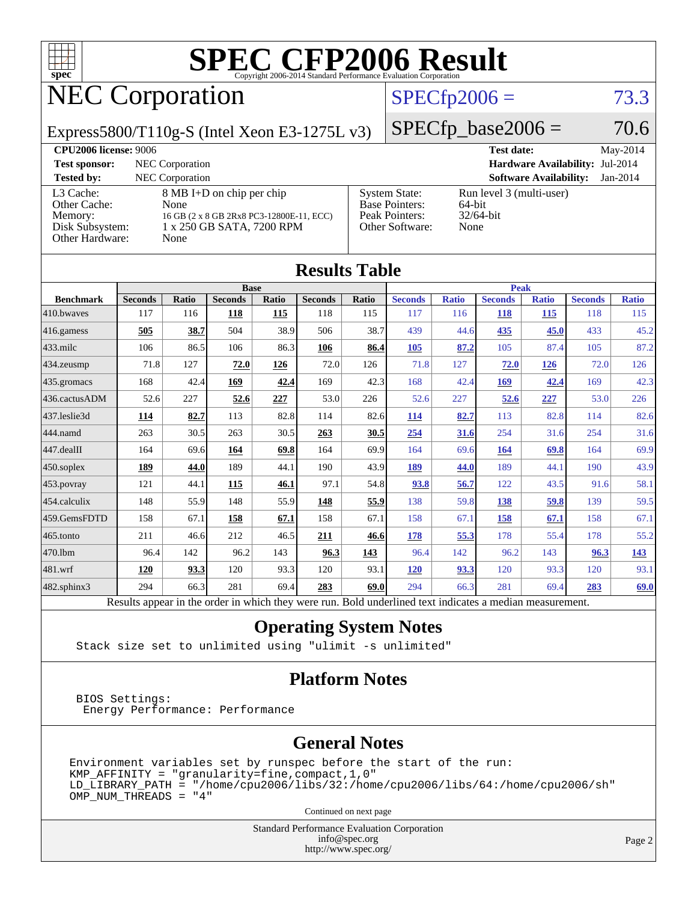# SPEC CFP2006 Result

Copyright 2006-2014 Standard Performance Evaluation Corporation

## NEC Corporation

Express5800/T110g-S (Intel Xeon E3-1275L v3)

SPECfp2006 = 73.3

SPECfp_base2006 = 70.6

| | | | |
|---|---|---|---|
| **CPU2006 license:** 9006 | | **Test date:** | May-2014 |
| **Test sponsor:** | NEC Corporation | **Hardware Availability:** | Jul-2014 |
| **Tested by:** | NEC Corporation | **Software Availability:** | Jan-2014 |

| | | | |
|---|---|---|---|
| L3 Cache: | 8 MB I+D on chip per chip | System State: | Run level 3 (multi-user) |
| Other Cache: | None | Base Pointers: | 64-bit |
| Memory: | 16 GB (2 x 8 GB 2Rx8 PC3-12800E-11, ECC) | Peak Pointers: | 32/64-bit |
| Disk Subsystem: | 1 x 250 GB SATA, 7200 RPM | Other Software: | None |
| Other Hardware: | None | | |

## Results Table

| | Base | | | | | | Peak | | | | | |
|---|---|---|---|---|---|---|---|---|---|---|---|---|
| **Benchmark** | **Seconds** | **Ratio** | **Seconds** | **Ratio** | **Seconds** | **Ratio** | **Seconds** | **Ratio** | **Seconds** | **Ratio** | **Seconds** | **Ratio** |
| 410.bwaves | 117 | 116 | **118** | **115** | 118 | 115 | 117 | 116 | **118** | **115** | 118 | 115 |
| 416.gamess | **505** | **38.7** | 504 | 38.9 | 506 | 38.7 | 439 | 44.6 | **435** | **45.0** | 433 | 45.2 |
| 433.milc | 106 | 86.5 | 106 | 86.3 | **106** | **86.4** | **105** | **87.2** | 105 | 87.4 | 105 | 87.2 |
| 434.zeusmp | 71.8 | 127 | **72.0** | **126** | 72.0 | 126 | 71.8 | 127 | **72.0** | **126** | 72.0 | 126 |
| 435.gromacs | 168 | 42.4 | **169** | **42.4** | 169 | 42.3 | 168 | 42.4 | **169** | **42.4** | 169 | 42.3 |
| 436.cactusADM | 52.6 | 227 | **52.6** | **227** | 53.0 | 226 | 52.6 | 227 | **52.6** | **227** | 53.0 | 226 |
| 437.leslie3d | **114** | **82.7** | 113 | 82.8 | 114 | 82.6 | **114** | **82.7** | 113 | 82.8 | 114 | 82.6 |
| 444.namd | 263 | 30.5 | 263 | 30.5 | **263** | **30.5** | **254** | **31.6** | 254 | 31.6 | 254 | 31.6 |
| 447.dealII | 164 | 69.6 | **164** | **69.8** | 164 | 69.9 | 164 | 69.6 | **164** | **69.8** | 164 | 69.9 |
| 450.soplex | **189** | **44.0** | 189 | 44.1 | 190 | 43.9 | **189** | **44.0** | 189 | 44.1 | 190 | 43.9 |
| 453.povray | 121 | 44.1 | **115** | **46.1** | 97.1 | 54.8 | **93.8** | **56.7** | 122 | 43.5 | 91.6 | 58.1 |
| 454.calculix | 148 | 55.9 | 148 | 55.9 | **148** | **55.9** | 138 | 59.8 | **138** | **59.8** | 139 | 59.5 |
| 459.GemsFDTD | 158 | 67.1 | **158** | **67.1** | 158 | 67.1 | 158 | 67.1 | **158** | **67.1** | 158 | 67.1 |
| 465.tonto | 211 | 46.6 | 212 | 46.5 | **211** | **46.6** | **178** | **55.3** | 178 | 55.4 | 178 | 55.2 |
| 470.lbm | 96.4 | 142 | 96.2 | 143 | **96.3** | **143** | 96.4 | 142 | 96.2 | 143 | **96.3** | **143** |
| 481.wrf | **120** | **93.3** | 120 | 93.3 | 120 | 93.1 | **120** | **93.3** | 120 | 93.3 | 120 | 93.1 |
| 482.sphinx3 | 294 | 66.3 | 281 | 69.4 | **283** | **69.0** | 294 | 66.3 | 281 | 69.4 | **283** | **69.0** |

Results appear in the order in which they were run. Bold underlined text indicates a median measurement.

## Operating System Notes

```
Stack size set to unlimited using "ulimit -s unlimited"
```

## Platform Notes

```
BIOS Settings:
 Energy Performance: Performance
```

## General Notes

```
Environment variables set by runspec before the start of the run:
KMP_AFFINITY = "granularity=fine,compact,1,0"
LD_LIBRARY_PATH = "/home/cpu2006/libs/32:/home/cpu2006/libs/64:/home/cpu2006/sh"
OMP_NUM_THREADS = "4"
```

Continued on next page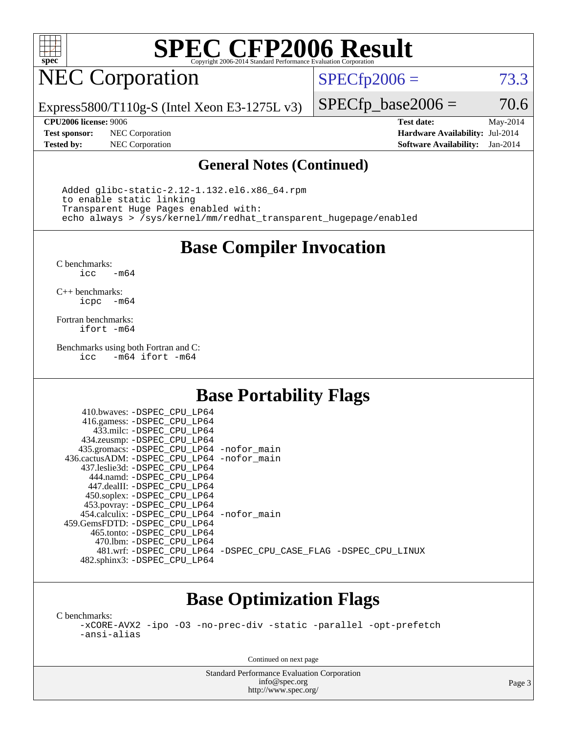# SPEC CFP2006 Result

Copyright 2006-2014 Standard Performance Evaluation Corporation

## NEC Corporation

Express5800/T110g-S (Intel Xeon E3-1275L v3)

SPECfp2006 = 73.3

SPECfp_base2006 = 70.6

**CPU2006 license:** 9006
**Test sponsor:** NEC Corporation
**Tested by:** NEC Corporation

**Test date:** May-2014
**Hardware Availability:** Jul-2014
**Software Availability:** Jan-2014

### General Notes (Continued)

```
Added glibc-static-2.12-1.132.el6.x86_64.rpm
to enable static linking
Transparent Huge Pages enabled with:
echo always > /sys/kernel/mm/redhat_transparent_hugepage/enabled
```

## Base Compiler Invocation

C benchmarks:
```
icc   -m64
```

C++ benchmarks:
```
icpc  -m64
```

Fortran benchmarks:
```
ifort -m64
```

Benchmarks using both Fortran and C:
```
icc   -m64 ifort -m64
```

## Base Portability Flags

```
     410.bwaves: -DSPEC_CPU_LP64
     416.gamess: -DSPEC_CPU_LP64
       433.milc: -DSPEC_CPU_LP64
     434.zeusmp: -DSPEC_CPU_LP64
    435.gromacs: -DSPEC_CPU_LP64 -nofor_main
 436.cactusADM: -DSPEC_CPU_LP64 -nofor_main
    437.leslie3d: -DSPEC_CPU_LP64
      444.namd: -DSPEC_CPU_LP64
     447.dealII: -DSPEC_CPU_LP64
     450.soplex: -DSPEC_CPU_LP64
     453.povray: -DSPEC_CPU_LP64
   454.calculix: -DSPEC_CPU_LP64 -nofor_main
  459.GemsFDTD: -DSPEC_CPU_LP64
      465.tonto: -DSPEC_CPU_LP64
        470.lbm: -DSPEC_CPU_LP64
        481.wrf: -DSPEC_CPU_LP64 -DSPEC_CPU_CASE_FLAG -DSPEC_CPU_LINUX
    482.sphinx3: -DSPEC_CPU_LP64
```

## Base Optimization Flags

C benchmarks:
```
-xCORE-AVX2 -ipo -O3 -no-prec-div -static -parallel -opt-prefetch
-ansi-alias
```

Continued on next page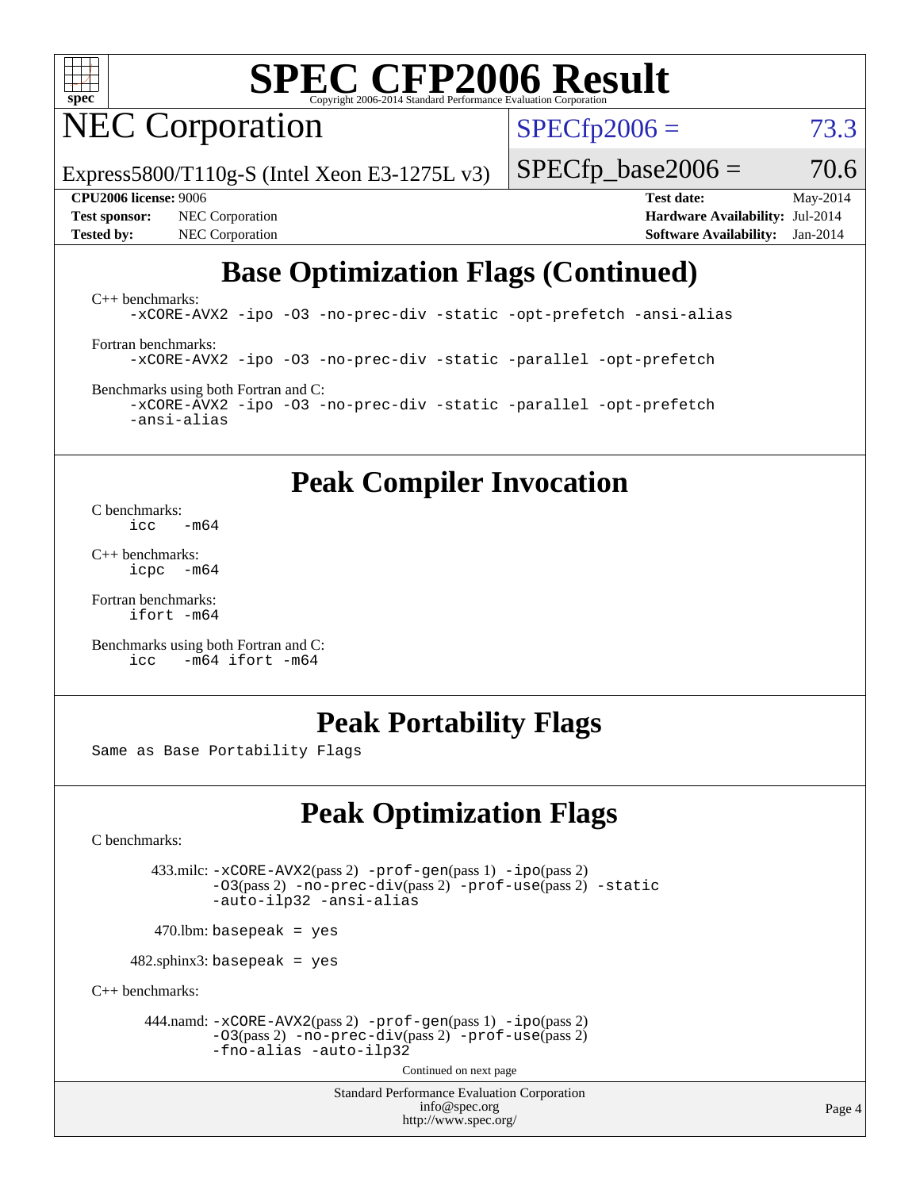# SPEC CFP2006 Result

Copyright 2006-2014 Standard Performance Evaluation Corporation

## NEC Corporation

Express5800/T110g-S (Intel Xeon E3-1275L v3)

SPECfp2006 = 73.3

SPECfp_base2006 = 70.6

**CPU2006 license:** 9006
**Test sponsor:** NEC Corporation
**Tested by:** NEC Corporation
**Test date:** May-2014
**Hardware Availability:** Jul-2014
**Software Availability:** Jan-2014

## Base Optimization Flags (Continued)

C++ benchmarks:
```
-xCORE-AVX2 -ipo -O3 -no-prec-div -static -opt-prefetch -ansi-alias
```

Fortran benchmarks:
```
-xCORE-AVX2 -ipo -O3 -no-prec-div -static -parallel -opt-prefetch
```

Benchmarks using both Fortran and C:
```
-xCORE-AVX2 -ipo -O3 -no-prec-div -static -parallel -opt-prefetch
-ansi-alias
```

## Peak Compiler Invocation

C benchmarks:
```
icc   -m64
```

C++ benchmarks:
```
icpc  -m64
```

Fortran benchmarks:
```
ifort -m64
```

Benchmarks using both Fortran and C:
```
icc   -m64 ifort -m64
```

## Peak Portability Flags

Same as Base Portability Flags

## Peak Optimization Flags

C benchmarks:

433.milc: -xCORE-AVX2(pass 2) -prof-gen(pass 1) -ipo(pass 2) -O3(pass 2) -no-prec-div(pass 2) -prof-use(pass 2) -static -auto-ilp32 -ansi-alias

470.lbm: basepeak = yes

482.sphinx3: basepeak = yes

C++ benchmarks:

444.namd: -xCORE-AVX2(pass 2) -prof-gen(pass 1) -ipo(pass 2) -O3(pass 2) -no-prec-div(pass 2) -prof-use(pass 2) -fno-alias -auto-ilp32

Continued on next page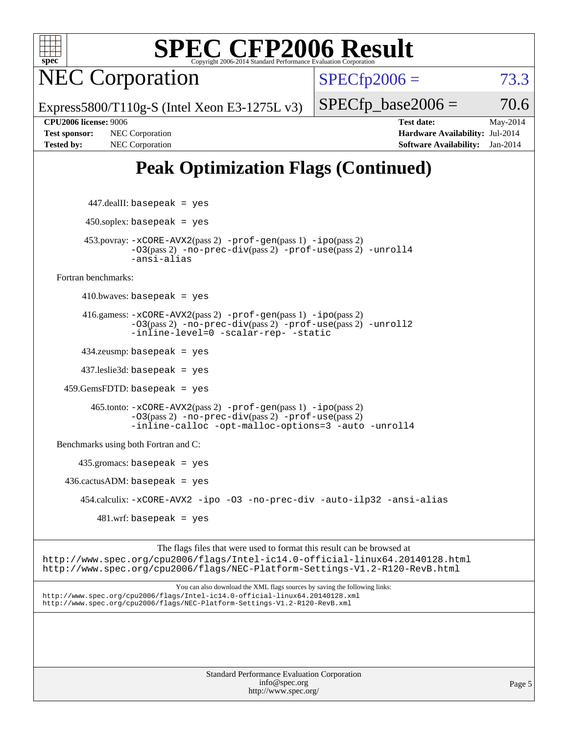# SPEC CFP2006 Result

Copyright 2006-2014 Standard Performance Evaluation Corporation

## NEC Corporation

Express5800/T110g-S (Intel Xeon E3-1275L v3)

SPECfp2006 = 73.3

SPECfp_base2006 = 70.6

**CPU2006 license:** 9006
**Test sponsor:** NEC Corporation
**Tested by:** NEC Corporation

**Test date:** May-2014
**Hardware Availability:** Jul-2014
**Software Availability:** Jan-2014

## Peak Optimization Flags (Continued)

447.dealII: `basepeak = yes`

450.soplex: `basepeak = yes`

453.povray: `-xCORE-AVX2`(pass 2) `-prof-gen`(pass 1) `-ipo`(pass 2) `-O3`(pass 2) `-no-prec-div`(pass 2) `-prof-use`(pass 2) `-unroll4` `-ansi-alias`

Fortran benchmarks:

410.bwaves: `basepeak = yes`

416.gamess: `-xCORE-AVX2`(pass 2) `-prof-gen`(pass 1) `-ipo`(pass 2) `-O3`(pass 2) `-no-prec-div`(pass 2) `-prof-use`(pass 2) `-unroll2` `-inline-level=0` `-scalar-rep-` `-static`

434.zeusmp: `basepeak = yes`

437.leslie3d: `basepeak = yes`

459.GemsFDTD: `basepeak = yes`

465.tonto: `-xCORE-AVX2`(pass 2) `-prof-gen`(pass 1) `-ipo`(pass 2) `-O3`(pass 2) `-no-prec-div`(pass 2) `-prof-use`(pass 2) `-inline-calloc` `-opt-malloc-options=3` `-auto` `-unroll4`

Benchmarks using both Fortran and C:

435.gromacs: `basepeak = yes`

436.cactusADM: `basepeak = yes`

454.calculix: `-xCORE-AVX2 -ipo -O3 -no-prec-div -auto-ilp32 -ansi-alias`

481.wrf: `basepeak = yes`

The flags files that were used to format this result can be browsed at
http://www.spec.org/cpu2006/flags/Intel-ic14.0-official-linux64.20140128.html
http://www.spec.org/cpu2006/flags/NEC-Platform-Settings-V1.2-R120-RevB.html

You can also download the XML flags sources by saving the following links:
http://www.spec.org/cpu2006/flags/Intel-ic14.0-official-linux64.20140128.xml
http://www.spec.org/cpu2006/flags/NEC-Platform-Settings-V1.2-R120-RevB.xml

Standard Performance Evaluation Corporation
info@spec.org
http://www.spec.org/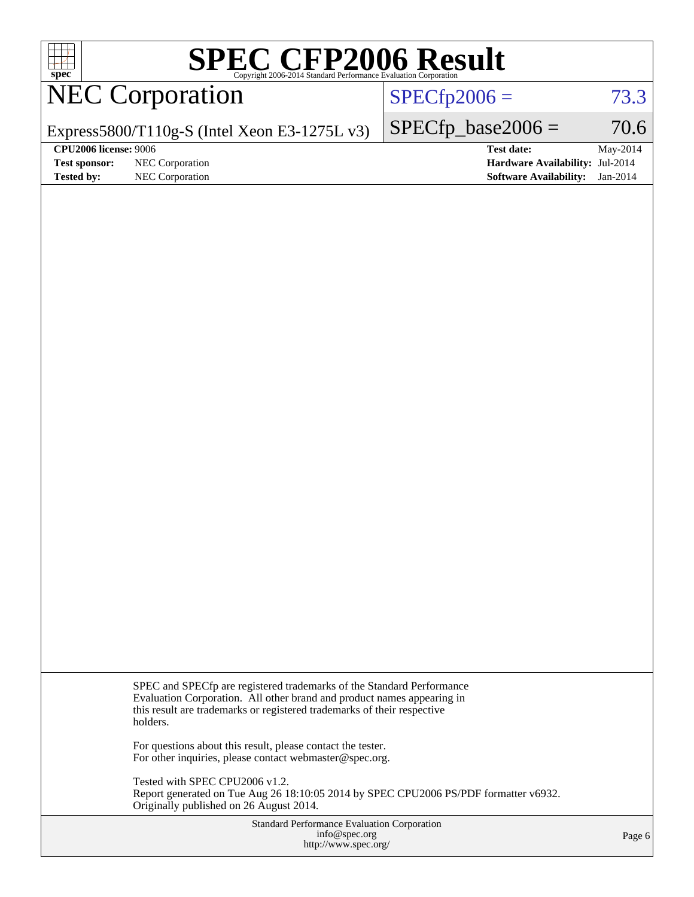SPEC and SPECfp are registered trademarks of the Standard Performance Evaluation Corporation. All other brand and product names appearing in this result are trademarks or registered trademarks of their respective holders.

For questions about this result, please contact the tester.
For other inquiries, please contact webmaster@spec.org.

Tested with SPEC CPU2006 v1.2.
Report generated on Tue Aug 26 18:10:05 2014 by SPEC CPU2006 PS/PDF formatter v6932.
Originally published on 26 August 2014.